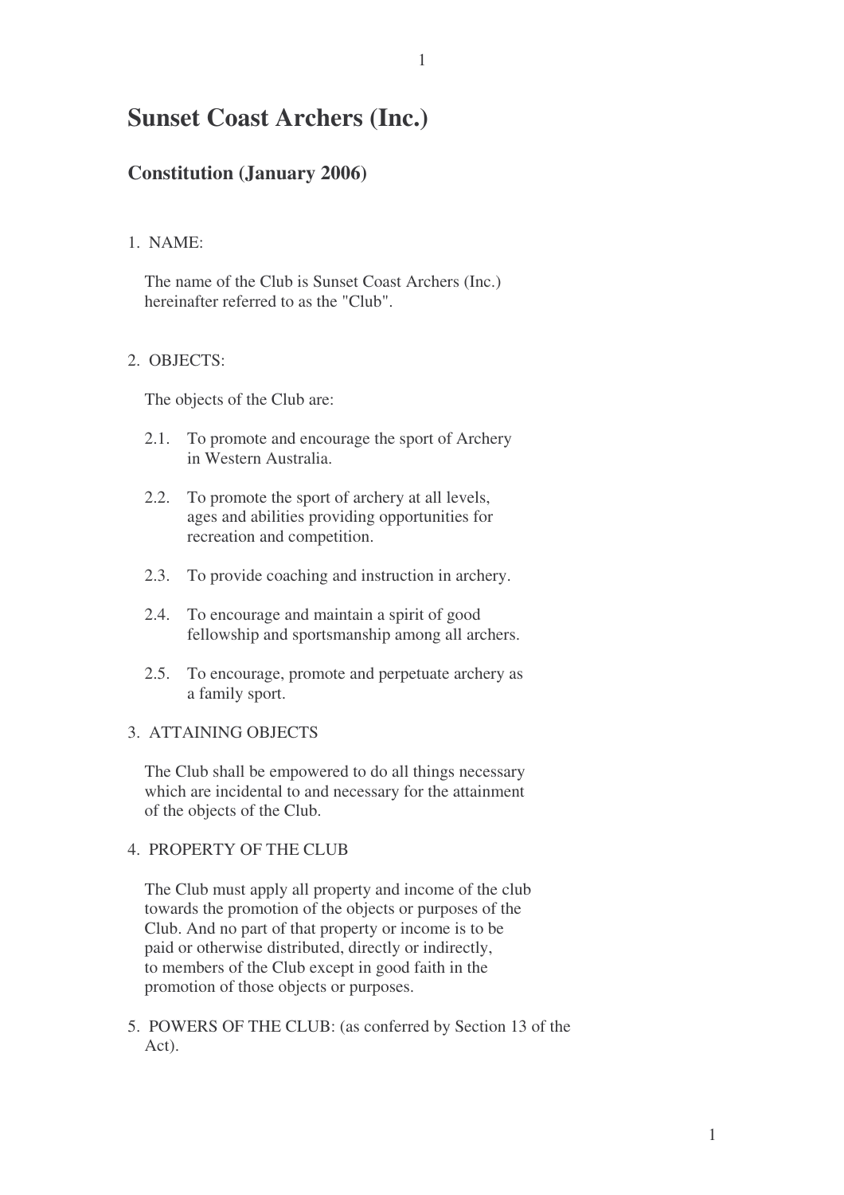# Sunset Coast Archers (Inc.)

## Constitution (January 2006)

1. NAME:

   The name of the Club is Sunset Coast Archers (Inc.) hereinafter referred to as the "Club".

2. OBJECTS:

   The objects of the Club are:

   2.1. To promote and encourage the sport of Archery in Western Australia.

   2.2. To promote the sport of archery at all levels, ages and abilities providing opportunities for recreation and competition.

   2.3. To provide coaching and instruction in archery.

   2.4. To encourage and maintain a spirit of good fellowship and sportsmanship among all archers.

   2.5. To encourage, promote and perpetuate archery as a family sport.

3. ATTAINING OBJECTS

   The Club shall be empowered to do all things necessary which are incidental to and necessary for the attainment of the objects of the Club.

4. PROPERTY OF THE CLUB

   The Club must apply all property and income of the club towards the promotion of the objects or purposes of the Club. And no part of that property or income is to be paid or otherwise distributed, directly or indirectly, to members of the Club except in good faith in the promotion of those objects or purposes.

5. POWERS OF THE CLUB: (as conferred by Section 13 of the Act).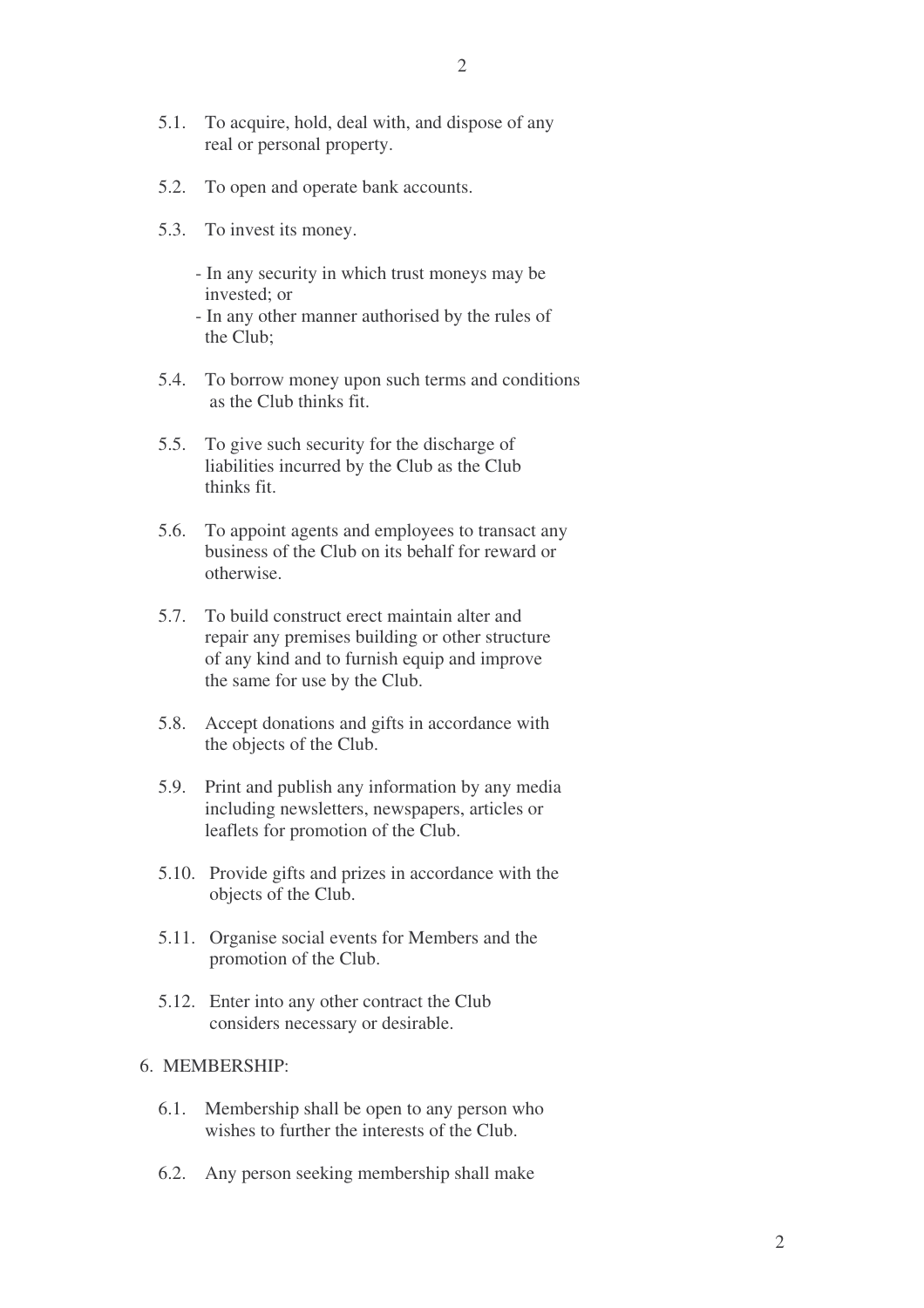5.1. To acquire, hold, deal with, and dispose of any real or personal property.

5.2. To open and operate bank accounts.

5.3. To invest its money.

- In any security in which trust moneys may be invested; or
- In any other manner authorised by the rules of the Club;

5.4. To borrow money upon such terms and conditions as the Club thinks fit.

5.5. To give such security for the discharge of liabilities incurred by the Club as the Club thinks fit.

5.6. To appoint agents and employees to transact any business of the Club on its behalf for reward or otherwise.

5.7. To build construct erect maintain alter and repair any premises building or other structure of any kind and to furnish equip and improve the same for use by the Club.

5.8. Accept donations and gifts in accordance with the objects of the Club.

5.9. Print and publish any information by any media including newsletters, newspapers, articles or leaflets for promotion of the Club.

5.10. Provide gifts and prizes in accordance with the objects of the Club.

5.11. Organise social events for Members and the promotion of the Club.

5.12. Enter into any other contract the Club considers necessary or desirable.

6. MEMBERSHIP:

6.1. Membership shall be open to any person who wishes to further the interests of the Club.

6.2. Any person seeking membership shall make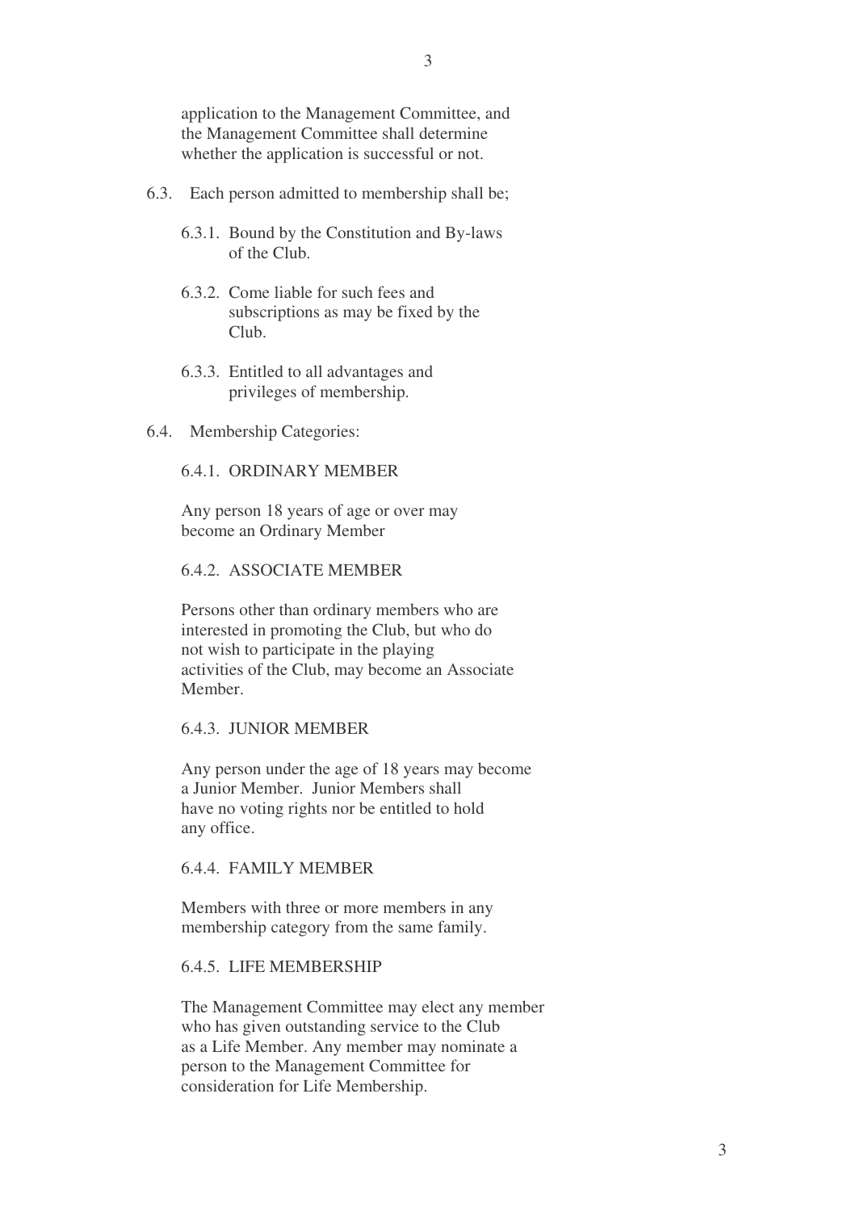application to the Management Committee, and the Management Committee shall determine whether the application is successful or not.

6.3. Each person admitted to membership shall be;

6.3.1. Bound by the Constitution and By-laws of the Club.

6.3.2. Come liable for such fees and subscriptions as may be fixed by the Club.

6.3.3. Entitled to all advantages and privileges of membership.

6.4. Membership Categories:

6.4.1. ORDINARY MEMBER

Any person 18 years of age or over may become an Ordinary Member

6.4.2. ASSOCIATE MEMBER

Persons other than ordinary members who are interested in promoting the Club, but who do not wish to participate in the playing activities of the Club, may become an Associate Member.

6.4.3. JUNIOR MEMBER

Any person under the age of 18 years may become a Junior Member. Junior Members shall have no voting rights nor be entitled to hold any office.

6.4.4. FAMILY MEMBER

Members with three or more members in any membership category from the same family.

6.4.5. LIFE MEMBERSHIP

The Management Committee may elect any member who has given outstanding service to the Club as a Life Member. Any member may nominate a person to the Management Committee for consideration for Life Membership.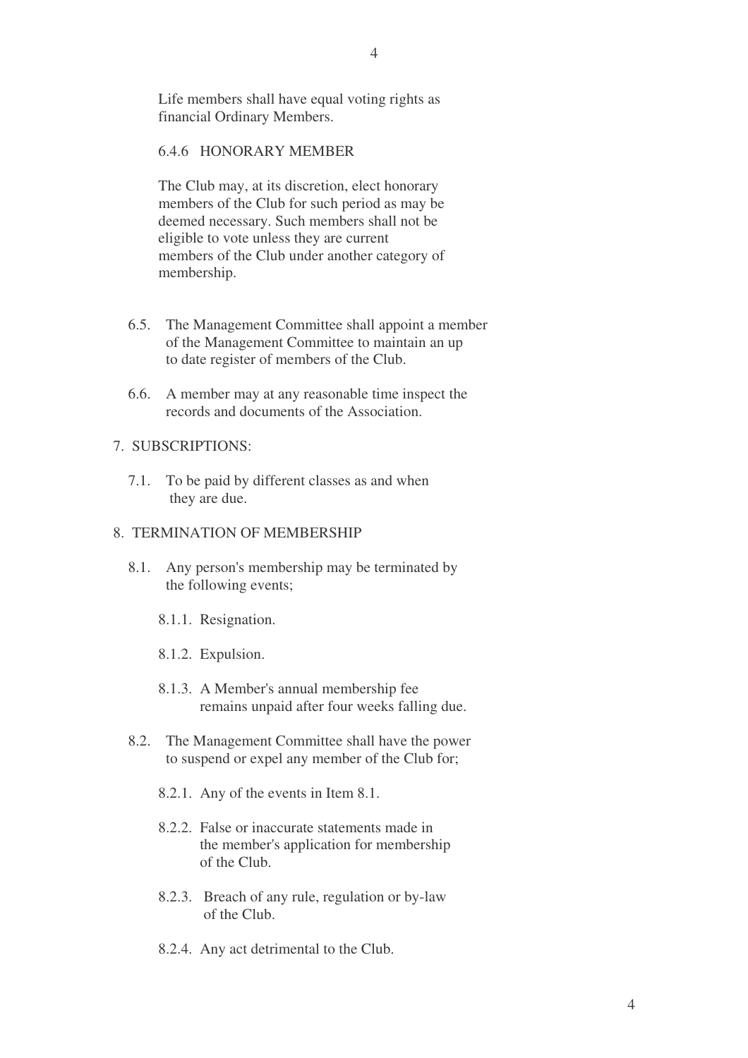Life members shall have equal voting rights as financial Ordinary Members.

6.4.6 HONORARY MEMBER

The Club may, at its discretion, elect honorary members of the Club for such period as may be deemed necessary. Such members shall not be eligible to vote unless they are current members of the Club under another category of membership.

6.5. The Management Committee shall appoint a member of the Management Committee to maintain an up to date register of members of the Club.

6.6. A member may at any reasonable time inspect the records and documents of the Association.

7. SUBSCRIPTIONS:

7.1. To be paid by different classes as and when they are due.

8. TERMINATION OF MEMBERSHIP

8.1. Any person's membership may be terminated by the following events;

8.1.1. Resignation.

8.1.2. Expulsion.

8.1.3. A Member's annual membership fee remains unpaid after four weeks falling due.

8.2. The Management Committee shall have the power to suspend or expel any member of the Club for;

8.2.1. Any of the events in Item 8.1.

8.2.2. False or inaccurate statements made in the member's application for membership of the Club.

8.2.3. Breach of any rule, regulation or by-law of the Club.

8.2.4. Any act detrimental to the Club.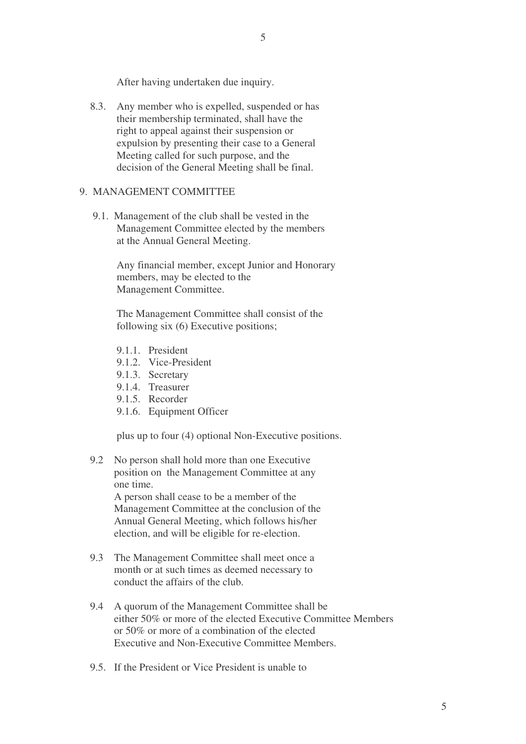After having undertaken due inquiry.

8.3. Any member who is expelled, suspended or has their membership terminated, shall have the right to appeal against their suspension or expulsion by presenting their case to a General Meeting called for such purpose, and the decision of the General Meeting shall be final.

## 9. MANAGEMENT COMMITTEE

9.1. Management of the club shall be vested in the Management Committee elected by the members at the Annual General Meeting.

Any financial member, except Junior and Honorary members, may be elected to the Management Committee.

The Management Committee shall consist of the following six (6) Executive positions;

- 9.1.1. President
- 9.1.2. Vice-President
- 9.1.3. Secretary
- 9.1.4. Treasurer
- 9.1.5. Recorder
- 9.1.6. Equipment Officer

plus up to four (4) optional Non-Executive positions.

9.2 No person shall hold more than one Executive position on the Management Committee at any one time.
A person shall cease to be a member of the Management Committee at the conclusion of the Annual General Meeting, which follows his/her election, and will be eligible for re-election.

9.3 The Management Committee shall meet once a month or at such times as deemed necessary to conduct the affairs of the club.

9.4 A quorum of the Management Committee shall be either 50% or more of the elected Executive Committee Members or 50% or more of a combination of the elected Executive and Non-Executive Committee Members.

9.5. If the President or Vice President is unable to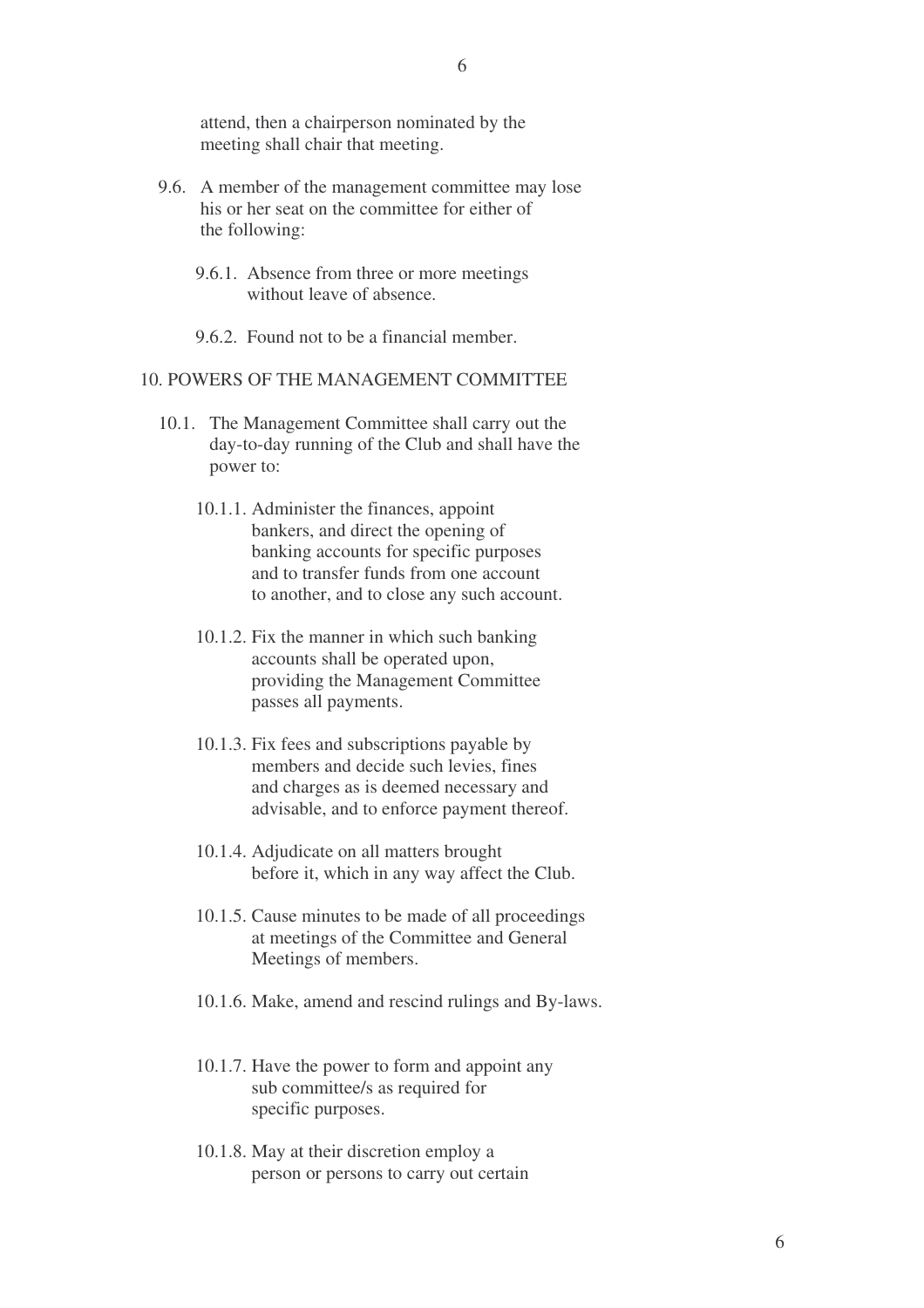attend, then a chairperson nominated by the meeting shall chair that meeting.

9.6. A member of the management committee may lose his or her seat on the committee for either of the following:

9.6.1. Absence from three or more meetings without leave of absence.

9.6.2. Found not to be a financial member.

## 10. POWERS OF THE MANAGEMENT COMMITTEE

10.1. The Management Committee shall carry out the day-to-day running of the Club and shall have the power to:

10.1.1. Administer the finances, appoint bankers, and direct the opening of banking accounts for specific purposes and to transfer funds from one account to another, and to close any such account.

10.1.2. Fix the manner in which such banking accounts shall be operated upon, providing the Management Committee passes all payments.

10.1.3. Fix fees and subscriptions payable by members and decide such levies, fines and charges as is deemed necessary and advisable, and to enforce payment thereof.

10.1.4. Adjudicate on all matters brought before it, which in any way affect the Club.

10.1.5. Cause minutes to be made of all proceedings at meetings of the Committee and General Meetings of members.

10.1.6. Make, amend and rescind rulings and By-laws.

10.1.7. Have the power to form and appoint any sub committee/s as required for specific purposes.

10.1.8. May at their discretion employ a person or persons to carry out certain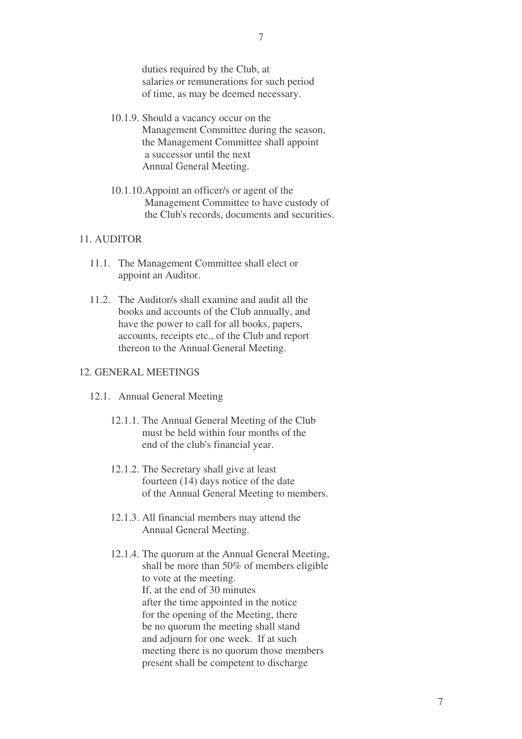duties required by the Club, at salaries or remunerations for such period of time, as may be deemed necessary.

10.1.9. Should a vacancy occur on the Management Committee during the season, the Management Committee shall appoint a successor until the next Annual General Meeting.

10.1.10. Appoint an officer/s or agent of the Management Committee to have custody of the Club's records, documents and securities.

## 11. AUDITOR

11.1. The Management Committee shall elect or appoint an Auditor.

11.2. The Auditor/s shall examine and audit all the books and accounts of the Club annually, and have the power to call for all books, papers, accounts, receipts etc., of the Club and report thereon to the Annual General Meeting.

## 12. GENERAL MEETINGS

### 12.1. Annual General Meeting

12.1.1. The Annual General Meeting of the Club must be held within four months of the end of the club's financial year.

12.1.2. The Secretary shall give at least fourteen (14) days notice of the date of the Annual General Meeting to members.

12.1.3. All financial members may attend the Annual General Meeting.

12.1.4. The quorum at the Annual General Meeting, shall be more than 50% of members eligible to vote at the meeting. If, at the end of 30 minutes after the time appointed in the notice for the opening of the Meeting, there be no quorum the meeting shall stand and adjourn for one week. If at such meeting there is no quorum those members present shall be competent to discharge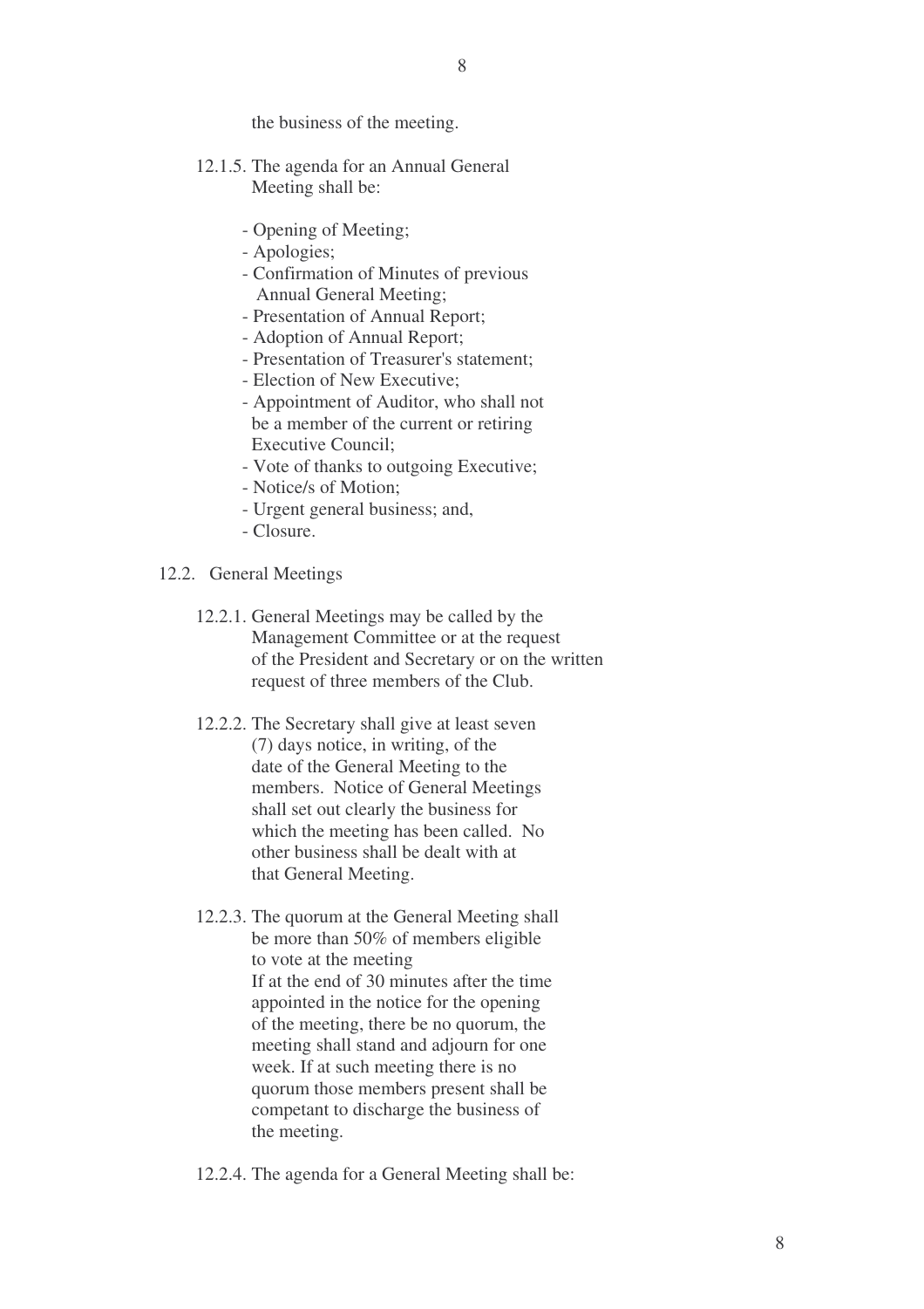the business of the meeting.

12.1.5. The agenda for an Annual General Meeting shall be:

- Opening of Meeting;
- Apologies;
- Confirmation of Minutes of previous Annual General Meeting;
- Presentation of Annual Report;
- Adoption of Annual Report;
- Presentation of Treasurer's statement;
- Election of New Executive;
- Appointment of Auditor, who shall not be a member of the current or retiring Executive Council;
- Vote of thanks to outgoing Executive;
- Notice/s of Motion;
- Urgent general business; and,
- Closure.

12.2. General Meetings

12.2.1. General Meetings may be called by the Management Committee or at the request of the President and Secretary or on the written request of three members of the Club.

12.2.2. The Secretary shall give at least seven (7) days notice, in writing, of the date of the General Meeting to the members. Notice of General Meetings shall set out clearly the business for which the meeting has been called. No other business shall be dealt with at that General Meeting.

12.2.3. The quorum at the General Meeting shall be more than 50% of members eligible to vote at the meeting
If at the end of 30 minutes after the time appointed in the notice for the opening of the meeting, there be no quorum, the meeting shall stand and adjourn for one week. If at such meeting there is no quorum those members present shall be competant to discharge the business of the meeting.

12.2.4. The agenda for a General Meeting shall be: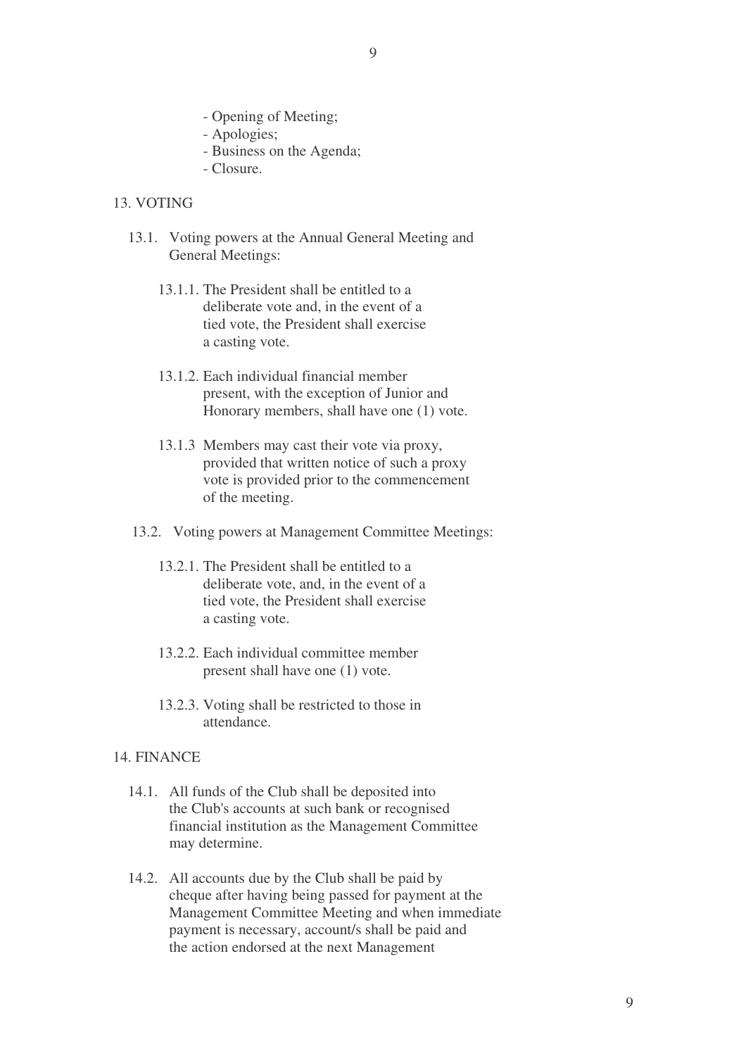- Opening of Meeting;
- Apologies;
- Business on the Agenda;
- Closure.

## 13. VOTING

13.1. Voting powers at the Annual General Meeting and General Meetings:

13.1.1. The President shall be entitled to a deliberate vote and, in the event of a tied vote, the President shall exercise a casting vote.

13.1.2. Each individual financial member present, with the exception of Junior and Honorary members, shall have one (1) vote.

13.1.3 Members may cast their vote via proxy, provided that written notice of such a proxy vote is provided prior to the commencement of the meeting.

13.2. Voting powers at Management Committee Meetings:

13.2.1. The President shall be entitled to a deliberate vote, and, in the event of a tied vote, the President shall exercise a casting vote.

13.2.2. Each individual committee member present shall have one (1) vote.

13.2.3. Voting shall be restricted to those in attendance.

## 14. FINANCE

14.1. All funds of the Club shall be deposited into the Club's accounts at such bank or recognised financial institution as the Management Committee may determine.

14.2. All accounts due by the Club shall be paid by cheque after having being passed for payment at the Management Committee Meeting and when immediate payment is necessary, account/s shall be paid and the action endorsed at the next Management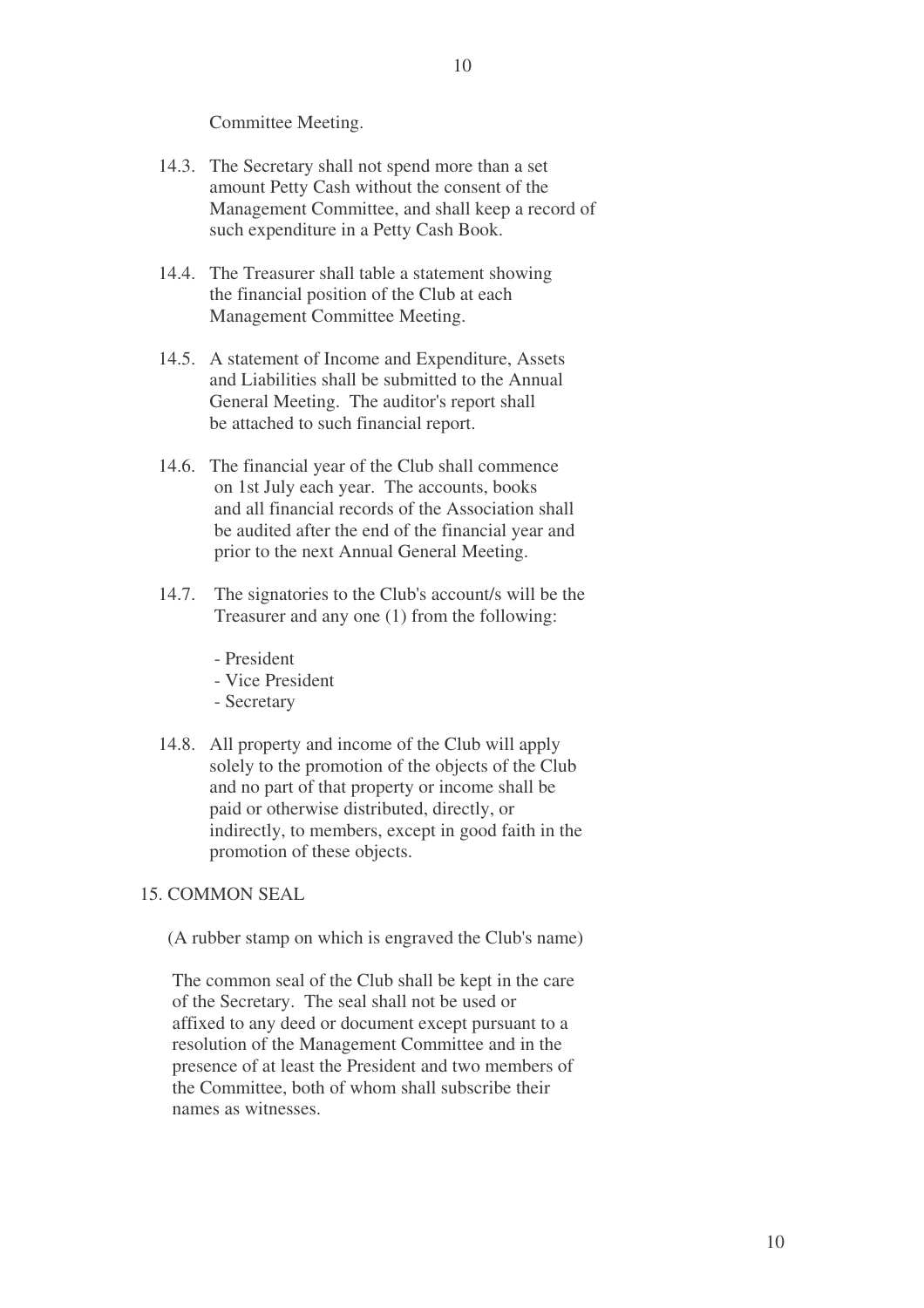Committee Meeting.

14.3. The Secretary shall not spend more than a set amount Petty Cash without the consent of the Management Committee, and shall keep a record of such expenditure in a Petty Cash Book.

14.4. The Treasurer shall table a statement showing the financial position of the Club at each Management Committee Meeting.

14.5. A statement of Income and Expenditure, Assets and Liabilities shall be submitted to the Annual General Meeting. The auditor's report shall be attached to such financial report.

14.6. The financial year of the Club shall commence on 1st July each year. The accounts, books and all financial records of the Association shall be audited after the end of the financial year and prior to the next Annual General Meeting.

14.7. The signatories to the Club's account/s will be the Treasurer and any one (1) from the following:

- President
- Vice President
- Secretary

14.8. All property and income of the Club will apply solely to the promotion of the objects of the Club and no part of that property or income shall be paid or otherwise distributed, directly, or indirectly, to members, except in good faith in the promotion of these objects.

## 15. COMMON SEAL

(A rubber stamp on which is engraved the Club's name)

The common seal of the Club shall be kept in the care of the Secretary. The seal shall not be used or affixed to any deed or document except pursuant to a resolution of the Management Committee and in the presence of at least the President and two members of the Committee, both of whom shall subscribe their names as witnesses.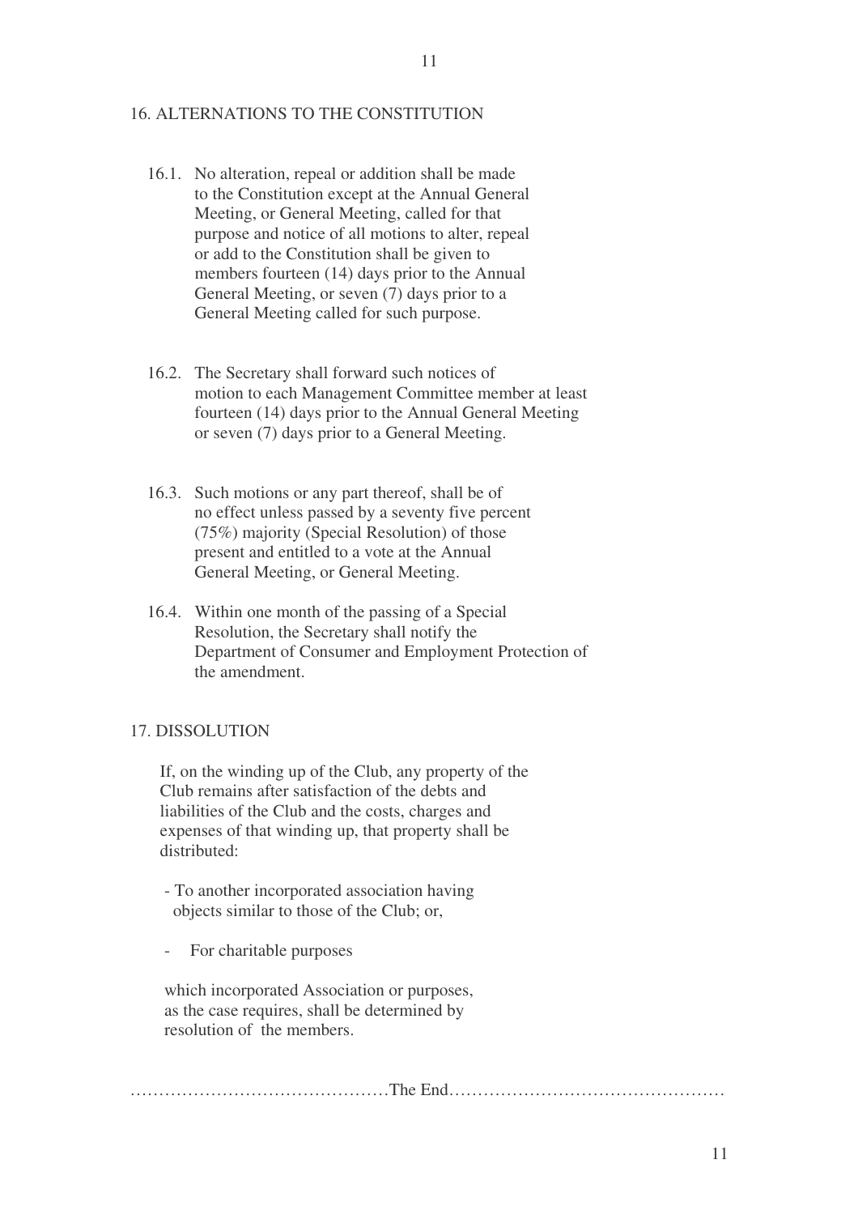## 16. ALTERNATIONS TO THE CONSTITUTION

16.1. No alteration, repeal or addition shall be made to the Constitution except at the Annual General Meeting, or General Meeting, called for that purpose and notice of all motions to alter, repeal or add to the Constitution shall be given to members fourteen (14) days prior to the Annual General Meeting, or seven (7) days prior to a General Meeting called for such purpose.

16.2. The Secretary shall forward such notices of motion to each Management Committee member at least fourteen (14) days prior to the Annual General Meeting or seven (7) days prior to a General Meeting.

16.3. Such motions or any part thereof, shall be of no effect unless passed by a seventy five percent (75%) majority (Special Resolution) of those present and entitled to a vote at the Annual General Meeting, or General Meeting.

16.4. Within one month of the passing of a Special Resolution, the Secretary shall notify the Department of Consumer and Employment Protection of the amendment.

## 17. DISSOLUTION

If, on the winding up of the Club, any property of the Club remains after satisfaction of the debts and liabilities of the Club and the costs, charges and expenses of that winding up, that property shall be distributed:

- To another incorporated association having objects similar to those of the Club; or,
- For charitable purposes

which incorporated Association or purposes, as the case requires, shall be determined by resolution of the members.

……………………………………The End…………………………………………